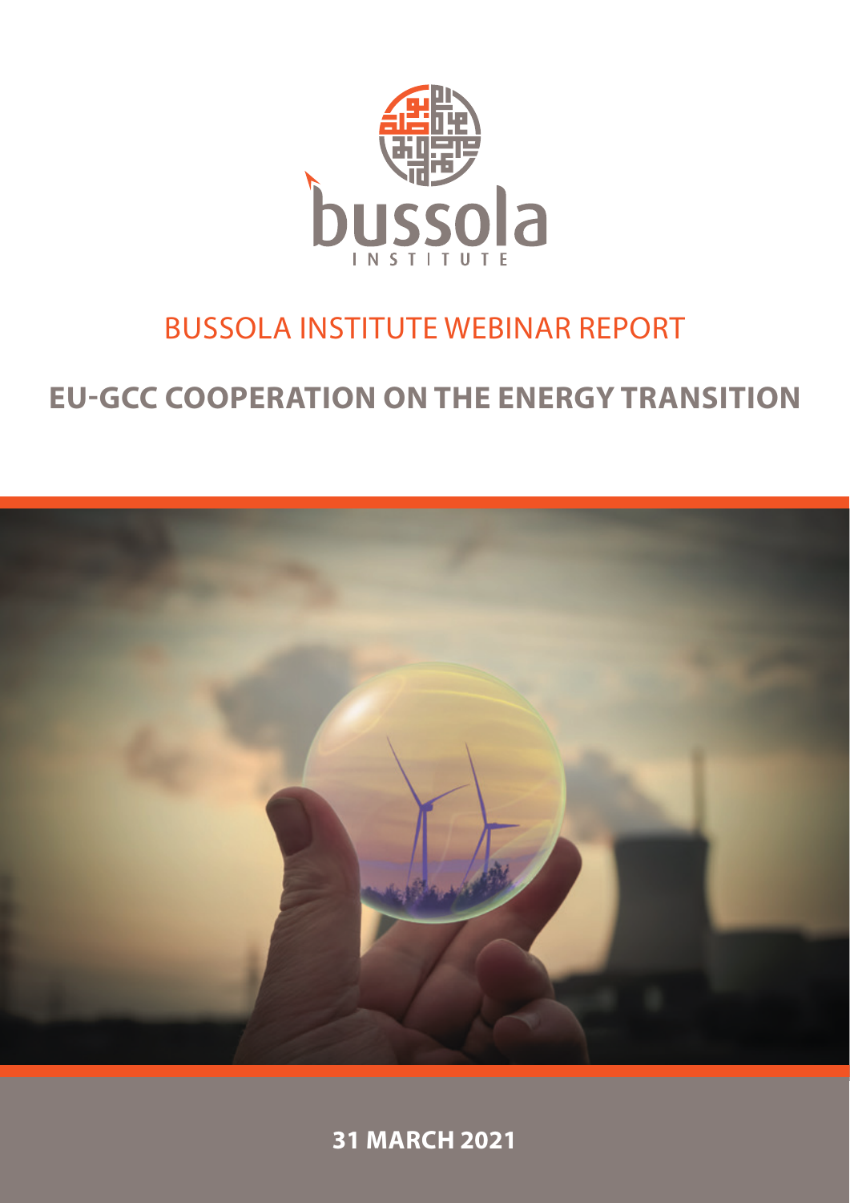bussola

INSTITUTE

BUSSOLA INSTITUTE WEBINAR REPORT

# EU-GCC COOPERATION ON THE ENERGY TRANSITION

**31 MARCH 2021**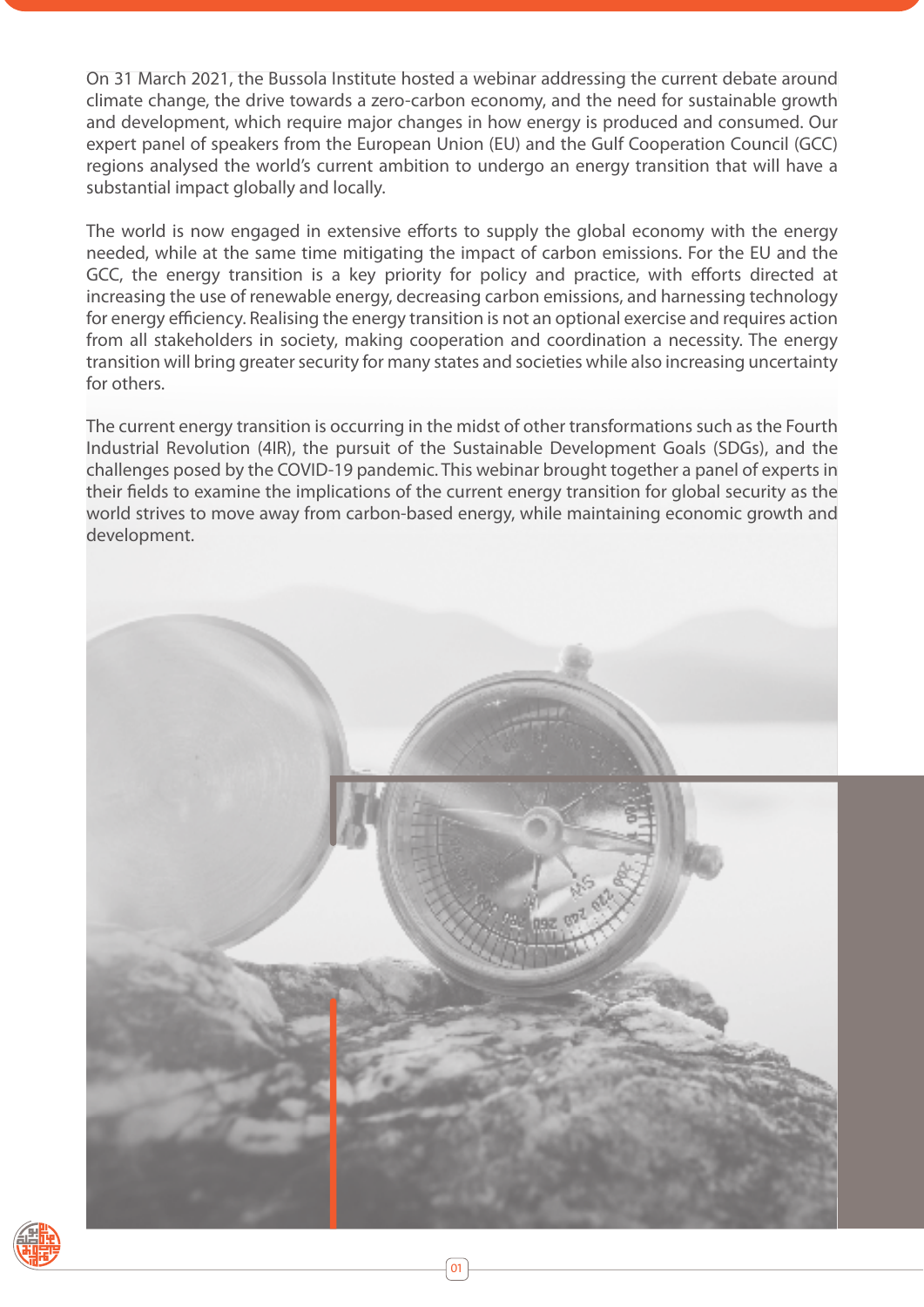On 31 March 2021, the Bussola Institute hosted a webinar addressing the current debate around climate change, the drive towards a zero-carbon economy, and the need for sustainable growth and development, which require major changes in how energy is produced and consumed. Our expert panel of speakers from the European Union (EU) and the Gulf Cooperation Council (GCC) regions analysed the world's current ambition to undergo an energy transition that will have a substantial impact globally and locally.

The world is now engaged in extensive efforts to supply the global economy with the energy needed, while at the same time mitigating the impact of carbon emissions. For the EU and the GCC, the energy transition is a key priority for policy and practice, with efforts directed at increasing the use of renewable energy, decreasing carbon emissions, and harnessing technology for energy efficiency. Realising the energy transition is not an optional exercise and requires action from all stakeholders in society, making cooperation and coordination a necessity. The energy transition will bring greater security for many states and societies while also increasing uncertainty for others.

The current energy transition is occurring in the midst of other transformations such as the Fourth Industrial Revolution (4IR), the pursuit of the Sustainable Development Goals (SDGs), and the challenges posed by the COVID-19 pandemic. This webinar brought together a panel of experts in their fields to examine the implications of the current energy transition for global security as the world strives to move away from carbon-based energy, while maintaining economic growth and development.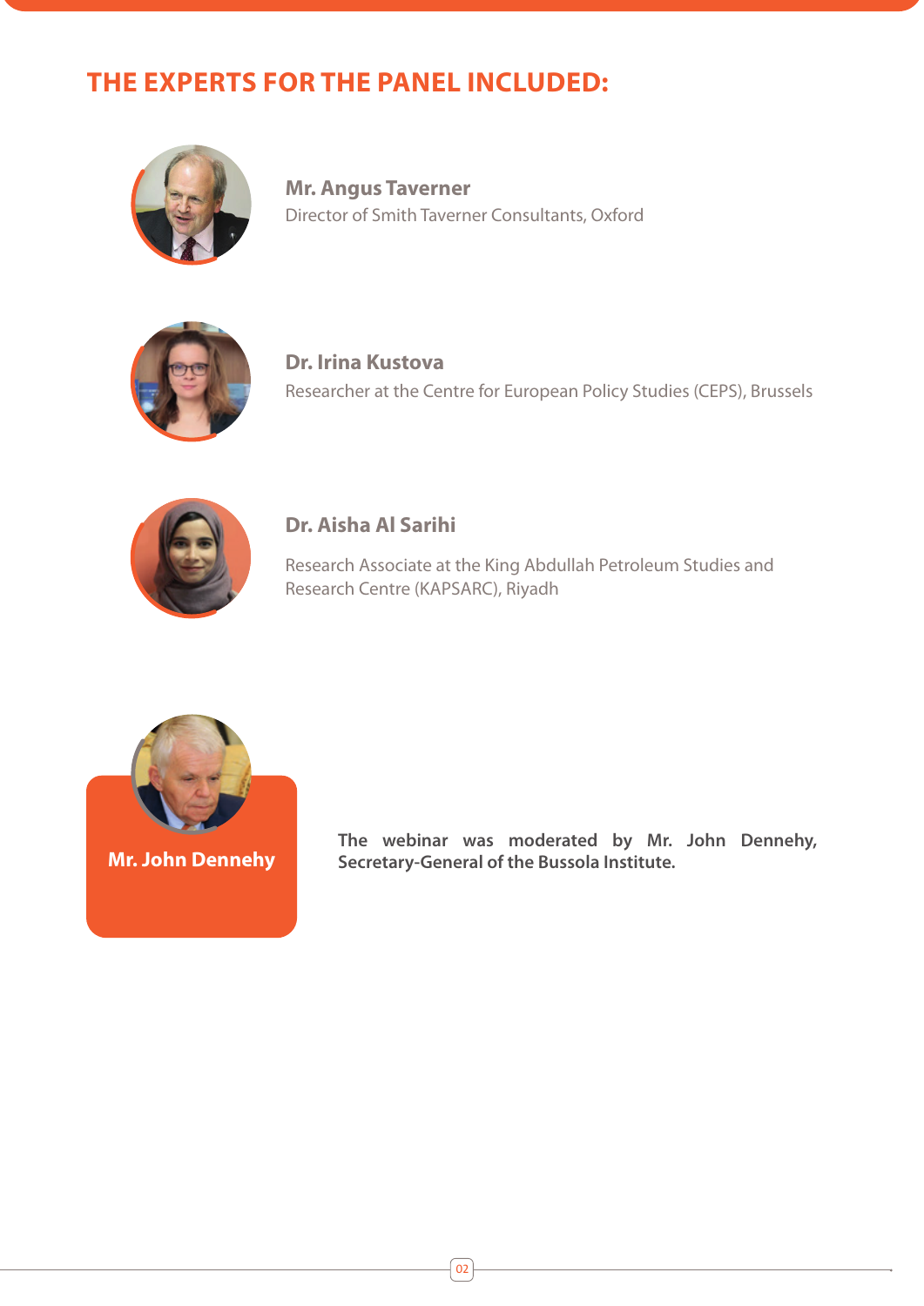## THE EXPERTS FOR THE PANEL INCLUDED:

**Mr. Angus Taverner**
Director of Smith Taverner Consultants, Oxford

**Dr. Irina Kustova**
Researcher at the Centre for European Policy Studies (CEPS), Brussels

**Dr. Aisha Al Sarihi**
Research Associate at the King Abdullah Petroleum Studies and Research Centre (KAPSARC), Riyadh

**Mr. John Dennehy**

**The webinar was moderated by Mr. John Dennehy, Secretary-General of the Bussola Institute.**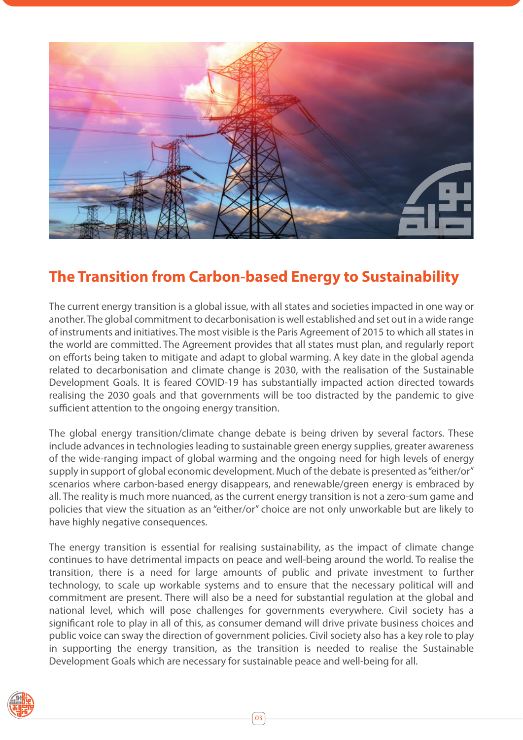## The Transition from Carbon-based Energy to Sustainability

The current energy transition is a global issue, with all states and societies impacted in one way or another. The global commitment to decarbonisation is well established and set out in a wide range of instruments and initiatives. The most visible is the Paris Agreement of 2015 to which all states in the world are committed. The Agreement provides that all states must plan, and regularly report on efforts being taken to mitigate and adapt to global warming. A key date in the global agenda related to decarbonisation and climate change is 2030, with the realisation of the Sustainable Development Goals. It is feared COVID-19 has substantially impacted action directed towards realising the 2030 goals and that governments will be too distracted by the pandemic to give sufficient attention to the ongoing energy transition.

The global energy transition/climate change debate is being driven by several factors. These include advances in technologies leading to sustainable green energy supplies, greater awareness of the wide-ranging impact of global warming and the ongoing need for high levels of energy supply in support of global economic development. Much of the debate is presented as "either/or" scenarios where carbon-based energy disappears, and renewable/green energy is embraced by all. The reality is much more nuanced, as the current energy transition is not a zero-sum game and policies that view the situation as an "either/or" choice are not only unworkable but are likely to have highly negative consequences.

The energy transition is essential for realising sustainability, as the impact of climate change continues to have detrimental impacts on peace and well-being around the world. To realise the transition, there is a need for large amounts of public and private investment to further technology, to scale up workable systems and to ensure that the necessary political will and commitment are present. There will also be a need for substantial regulation at the global and national level, which will pose challenges for governments everywhere. Civil society has a significant role to play in all of this, as consumer demand will drive private business choices and public voice can sway the direction of government policies. Civil society also has a key role to play in supporting the energy transition, as the transition is needed to realise the Sustainable Development Goals which are necessary for sustainable peace and well-being for all.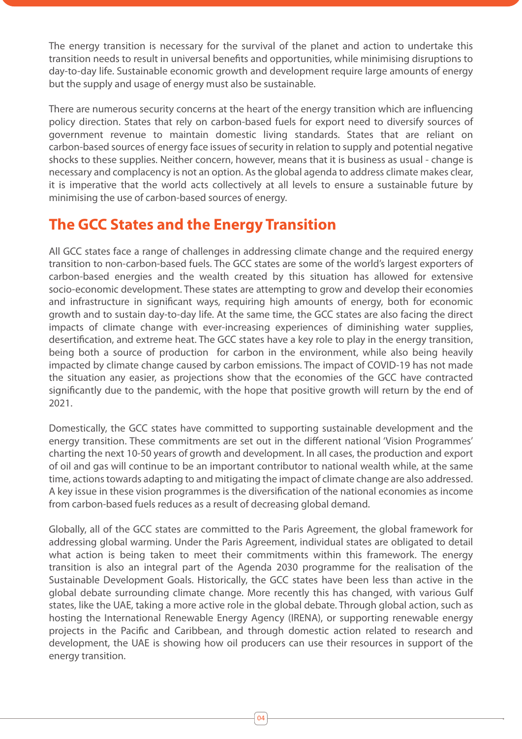The energy transition is necessary for the survival of the planet and action to undertake this transition needs to result in universal benefits and opportunities, while minimising disruptions to day-to-day life. Sustainable economic growth and development require large amounts of energy but the supply and usage of energy must also be sustainable.

There are numerous security concerns at the heart of the energy transition which are influencing policy direction. States that rely on carbon-based fuels for export need to diversify sources of government revenue to maintain domestic living standards. States that are reliant on carbon-based sources of energy face issues of security in relation to supply and potential negative shocks to these supplies. Neither concern, however, means that it is business as usual - change is necessary and complacency is not an option. As the global agenda to address climate makes clear, it is imperative that the world acts collectively at all levels to ensure a sustainable future by minimising the use of carbon-based sources of energy.

## The GCC States and the Energy Transition

All GCC states face a range of challenges in addressing climate change and the required energy transition to non-carbon-based fuels. The GCC states are some of the world's largest exporters of carbon-based energies and the wealth created by this situation has allowed for extensive socio-economic development. These states are attempting to grow and develop their economies and infrastructure in significant ways, requiring high amounts of energy, both for economic growth and to sustain day-to-day life. At the same time, the GCC states are also facing the direct impacts of climate change with ever-increasing experiences of diminishing water supplies, desertification, and extreme heat. The GCC states have a key role to play in the energy transition, being both a source of production for carbon in the environment, while also being heavily impacted by climate change caused by carbon emissions. The impact of COVID-19 has not made the situation any easier, as projections show that the economies of the GCC have contracted significantly due to the pandemic, with the hope that positive growth will return by the end of 2021.

Domestically, the GCC states have committed to supporting sustainable development and the energy transition. These commitments are set out in the different national 'Vision Programmes' charting the next 10-50 years of growth and development. In all cases, the production and export of oil and gas will continue to be an important contributor to national wealth while, at the same time, actions towards adapting to and mitigating the impact of climate change are also addressed. A key issue in these vision programmes is the diversification of the national economies as income from carbon-based fuels reduces as a result of decreasing global demand.

Globally, all of the GCC states are committed to the Paris Agreement, the global framework for addressing global warming. Under the Paris Agreement, individual states are obligated to detail what action is being taken to meet their commitments within this framework. The energy transition is also an integral part of the Agenda 2030 programme for the realisation of the Sustainable Development Goals. Historically, the GCC states have been less than active in the global debate surrounding climate change. More recently this has changed, with various Gulf states, like the UAE, taking a more active role in the global debate. Through global action, such as hosting the International Renewable Energy Agency (IRENA), or supporting renewable energy projects in the Pacific and Caribbean, and through domestic action related to research and development, the UAE is showing how oil producers can use their resources in support of the energy transition.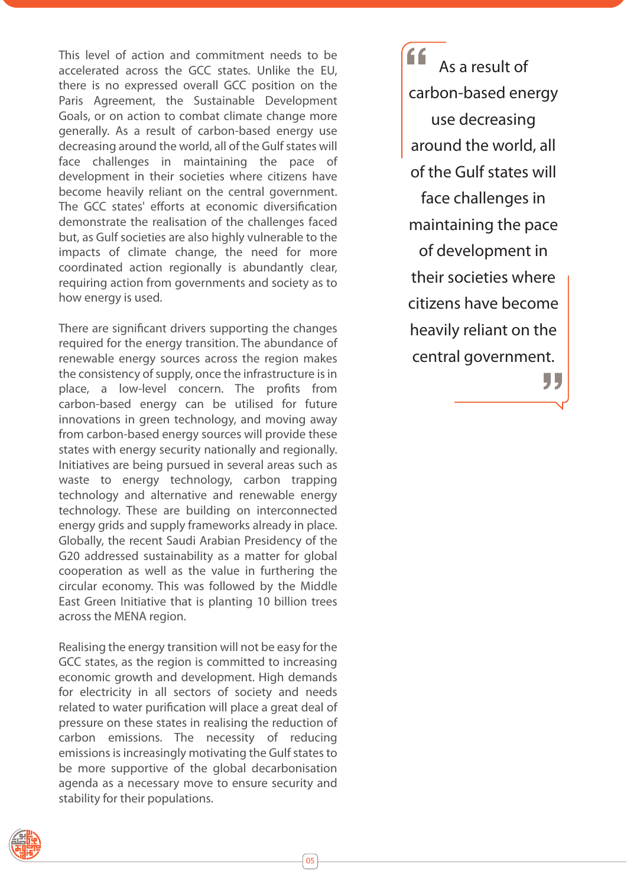This level of action and commitment needs to be accelerated across the GCC states. Unlike the EU, there is no expressed overall GCC position on the Paris Agreement, the Sustainable Development Goals, or on action to combat climate change more generally. As a result of carbon-based energy use decreasing around the world, all of the Gulf states will face challenges in maintaining the pace of development in their societies where citizens have become heavily reliant on the central government. The GCC states' efforts at economic diversification demonstrate the realisation of the challenges faced but, as Gulf societies are also highly vulnerable to the impacts of climate change, the need for more coordinated action regionally is abundantly clear, requiring action from governments and society as to how energy is used.

> As a result of carbon-based energy use decreasing around the world, all of the Gulf states will face challenges in maintaining the pace of development in their societies where citizens have become heavily reliant on the central government.

There are significant drivers supporting the changes required for the energy transition. The abundance of renewable energy sources across the region makes the consistency of supply, once the infrastructure is in place, a low-level concern. The profits from carbon-based energy can be utilised for future innovations in green technology, and moving away from carbon-based energy sources will provide these states with energy security nationally and regionally. Initiatives are being pursued in several areas such as waste to energy technology, carbon trapping technology and alternative and renewable energy technology. These are building on interconnected energy grids and supply frameworks already in place. Globally, the recent Saudi Arabian Presidency of the G20 addressed sustainability as a matter for global cooperation as well as the value in furthering the circular economy. This was followed by the Middle East Green Initiative that is planting 10 billion trees across the MENA region.

Realising the energy transition will not be easy for the GCC states, as the region is committed to increasing economic growth and development. High demands for electricity in all sectors of society and needs related to water purification will place a great deal of pressure on these states in realising the reduction of carbon emissions. The necessity of reducing emissions is increasingly motivating the Gulf states to be more supportive of the global decarbonisation agenda as a necessary move to ensure security and stability for their populations.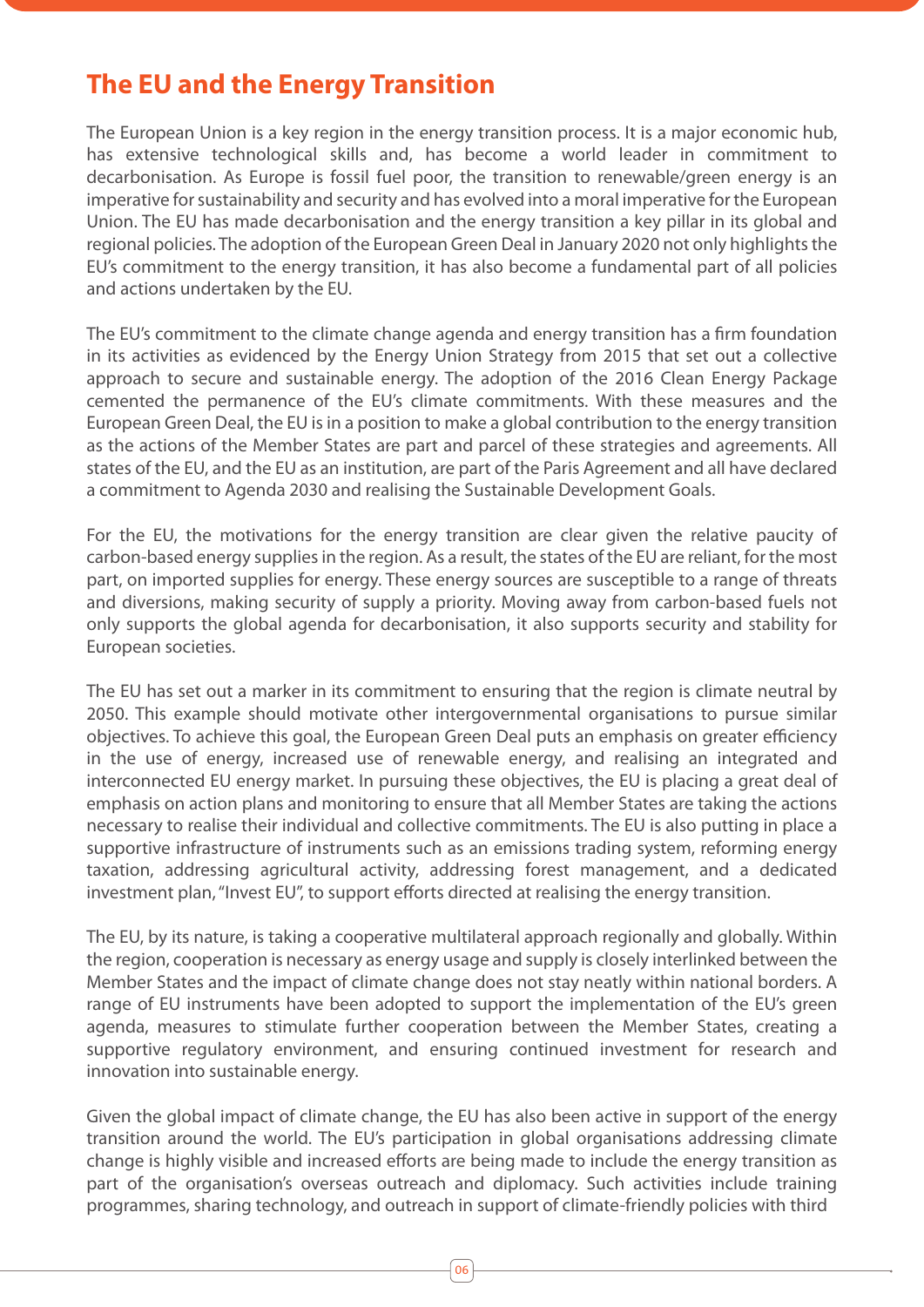## The EU and the Energy Transition

The European Union is a key region in the energy transition process. It is a major economic hub, has extensive technological skills and, has become a world leader in commitment to decarbonisation. As Europe is fossil fuel poor, the transition to renewable/green energy is an imperative for sustainability and security and has evolved into a moral imperative for the European Union. The EU has made decarbonisation and the energy transition a key pillar in its global and regional policies. The adoption of the European Green Deal in January 2020 not only highlights the EU's commitment to the energy transition, it has also become a fundamental part of all policies and actions undertaken by the EU.

The EU's commitment to the climate change agenda and energy transition has a firm foundation in its activities as evidenced by the Energy Union Strategy from 2015 that set out a collective approach to secure and sustainable energy. The adoption of the 2016 Clean Energy Package cemented the permanence of the EU's climate commitments. With these measures and the European Green Deal, the EU is in a position to make a global contribution to the energy transition as the actions of the Member States are part and parcel of these strategies and agreements. All states of the EU, and the EU as an institution, are part of the Paris Agreement and all have declared a commitment to Agenda 2030 and realising the Sustainable Development Goals.

For the EU, the motivations for the energy transition are clear given the relative paucity of carbon-based energy supplies in the region. As a result, the states of the EU are reliant, for the most part, on imported supplies for energy. These energy sources are susceptible to a range of threats and diversions, making security of supply a priority. Moving away from carbon-based fuels not only supports the global agenda for decarbonisation, it also supports security and stability for European societies.

The EU has set out a marker in its commitment to ensuring that the region is climate neutral by 2050. This example should motivate other intergovernmental organisations to pursue similar objectives. To achieve this goal, the European Green Deal puts an emphasis on greater efficiency in the use of energy, increased use of renewable energy, and realising an integrated and interconnected EU energy market. In pursuing these objectives, the EU is placing a great deal of emphasis on action plans and monitoring to ensure that all Member States are taking the actions necessary to realise their individual and collective commitments. The EU is also putting in place a supportive infrastructure of instruments such as an emissions trading system, reforming energy taxation, addressing agricultural activity, addressing forest management, and a dedicated investment plan, "Invest EU", to support efforts directed at realising the energy transition.

The EU, by its nature, is taking a cooperative multilateral approach regionally and globally. Within the region, cooperation is necessary as energy usage and supply is closely interlinked between the Member States and the impact of climate change does not stay neatly within national borders. A range of EU instruments have been adopted to support the implementation of the EU's green agenda, measures to stimulate further cooperation between the Member States, creating a supportive regulatory environment, and ensuring continued investment for research and innovation into sustainable energy.

Given the global impact of climate change, the EU has also been active in support of the energy transition around the world. The EU's participation in global organisations addressing climate change is highly visible and increased efforts are being made to include the energy transition as part of the organisation's overseas outreach and diplomacy. Such activities include training programmes, sharing technology, and outreach in support of climate-friendly policies with third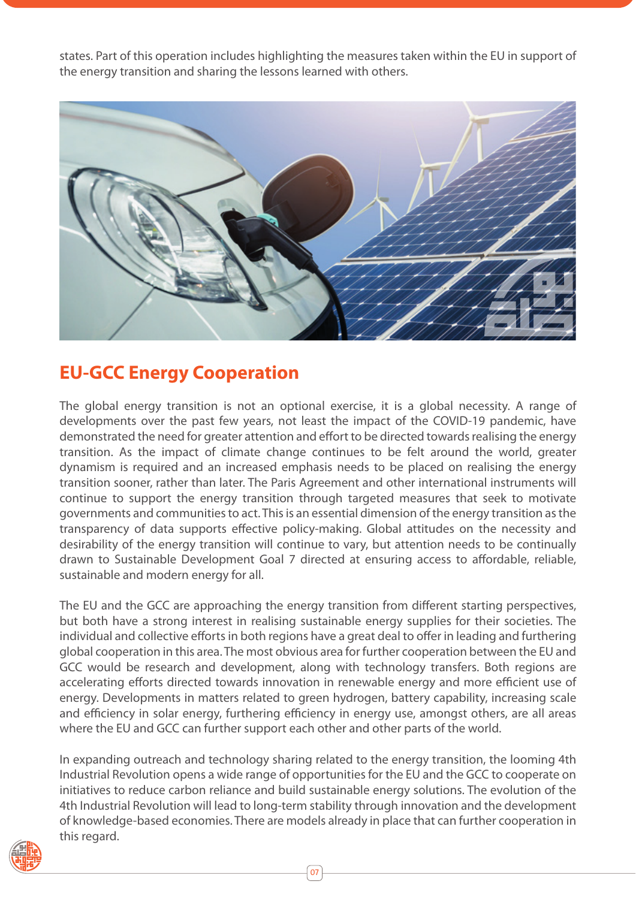states. Part of this operation includes highlighting the measures taken within the EU in support of the energy transition and sharing the lessons learned with others.

## EU-GCC Energy Cooperation

The global energy transition is not an optional exercise, it is a global necessity. A range of developments over the past few years, not least the impact of the COVID-19 pandemic, have demonstrated the need for greater attention and effort to be directed towards realising the energy transition. As the impact of climate change continues to be felt around the world, greater dynamism is required and an increased emphasis needs to be placed on realising the energy transition sooner, rather than later. The Paris Agreement and other international instruments will continue to support the energy transition through targeted measures that seek to motivate governments and communities to act. This is an essential dimension of the energy transition as the transparency of data supports effective policy-making. Global attitudes on the necessity and desirability of the energy transition will continue to vary, but attention needs to be continually drawn to Sustainable Development Goal 7 directed at ensuring access to affordable, reliable, sustainable and modern energy for all.

The EU and the GCC are approaching the energy transition from different starting perspectives, but both have a strong interest in realising sustainable energy supplies for their societies. The individual and collective efforts in both regions have a great deal to offer in leading and furthering global cooperation in this area. The most obvious area for further cooperation between the EU and GCC would be research and development, along with technology transfers. Both regions are accelerating efforts directed towards innovation in renewable energy and more efficient use of energy. Developments in matters related to green hydrogen, battery capability, increasing scale and efficiency in solar energy, furthering efficiency in energy use, amongst others, are all areas where the EU and GCC can further support each other and other parts of the world.

In expanding outreach and technology sharing related to the energy transition, the looming 4th Industrial Revolution opens a wide range of opportunities for the EU and the GCC to cooperate on initiatives to reduce carbon reliance and build sustainable energy solutions. The evolution of the 4th Industrial Revolution will lead to long-term stability through innovation and the development of knowledge-based economies. There are models already in place that can further cooperation in this regard.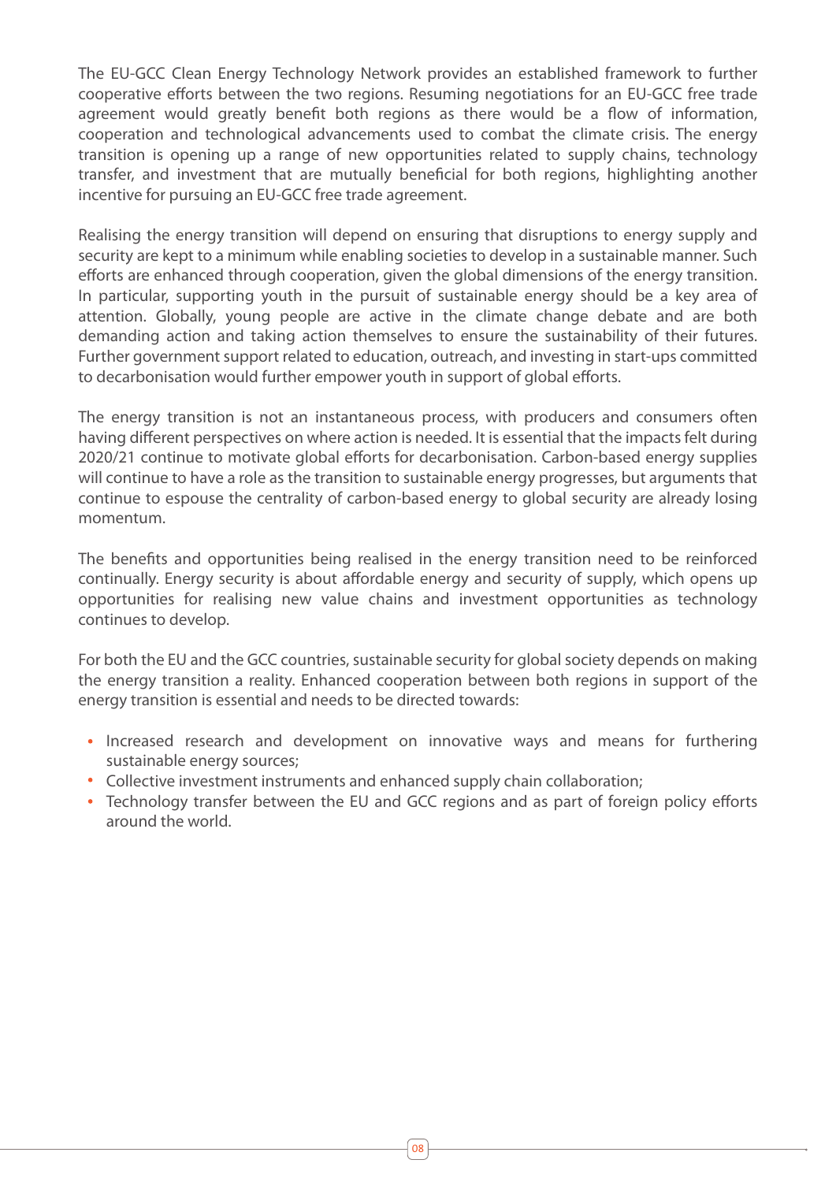The EU-GCC Clean Energy Technology Network provides an established framework to further cooperative efforts between the two regions. Resuming negotiations for an EU-GCC free trade agreement would greatly benefit both regions as there would be a flow of information, cooperation and technological advancements used to combat the climate crisis. The energy transition is opening up a range of new opportunities related to supply chains, technology transfer, and investment that are mutually beneficial for both regions, highlighting another incentive for pursuing an EU-GCC free trade agreement.

Realising the energy transition will depend on ensuring that disruptions to energy supply and security are kept to a minimum while enabling societies to develop in a sustainable manner. Such efforts are enhanced through cooperation, given the global dimensions of the energy transition. In particular, supporting youth in the pursuit of sustainable energy should be a key area of attention. Globally, young people are active in the climate change debate and are both demanding action and taking action themselves to ensure the sustainability of their futures. Further government support related to education, outreach, and investing in start-ups committed to decarbonisation would further empower youth in support of global efforts.

The energy transition is not an instantaneous process, with producers and consumers often having different perspectives on where action is needed. It is essential that the impacts felt during 2020/21 continue to motivate global efforts for decarbonisation. Carbon-based energy supplies will continue to have a role as the transition to sustainable energy progresses, but arguments that continue to espouse the centrality of carbon-based energy to global security are already losing momentum.

The benefits and opportunities being realised in the energy transition need to be reinforced continually. Energy security is about affordable energy and security of supply, which opens up opportunities for realising new value chains and investment opportunities as technology continues to develop.

For both the EU and the GCC countries, sustainable security for global society depends on making the energy transition a reality. Enhanced cooperation between both regions in support of the energy transition is essential and needs to be directed towards:

- Increased research and development on innovative ways and means for furthering sustainable energy sources;
- Collective investment instruments and enhanced supply chain collaboration;
- Technology transfer between the EU and GCC regions and as part of foreign policy efforts around the world.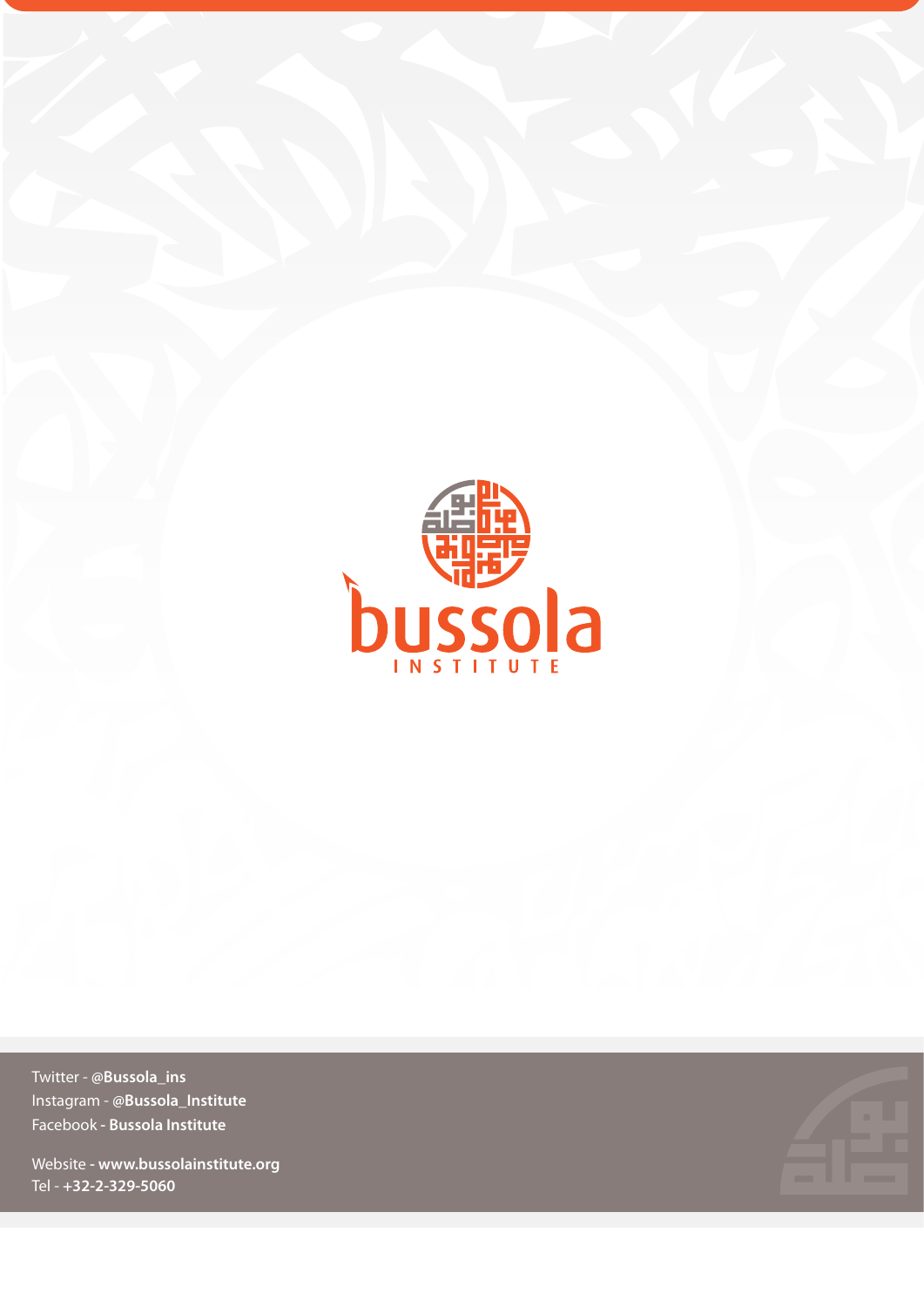bussola

INSTITUTE

Twitter - @Bussola_ins
Instagram - @Bussola_Institute
Facebook - Bussola Institute

Website - www.bussolainstitute.org
Tel - +32-2-329-5060